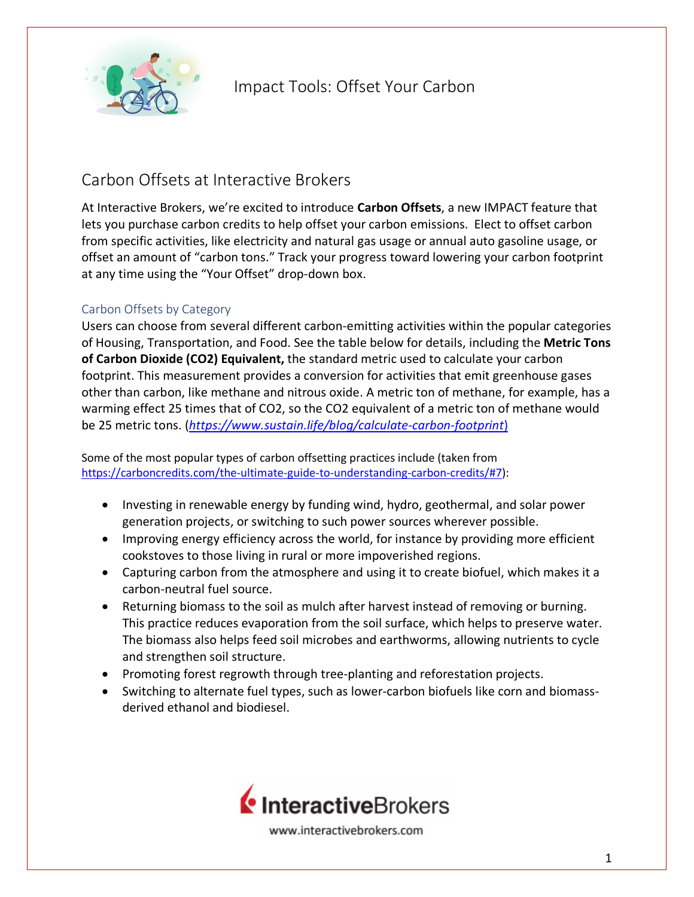# Impact Tools: Offset Your Carbon

## Carbon Offsets at Interactive Brokers

At Interactive Brokers, we're excited to introduce **Carbon Offsets**, a new IMPACT feature that lets you purchase carbon credits to help offset your carbon emissions. Elect to offset carbon from specific activities, like electricity and natural gas usage or annual auto gasoline usage, or offset an amount of "carbon tons." Track your progress toward lowering your carbon footprint at any time using the "Your Offset" drop-down box.

### Carbon Offsets by Category

Users can choose from several different carbon-emitting activities within the popular categories of Housing, Transportation, and Food. See the table below for details, including the **Metric Tons of Carbon Dioxide (CO2) Equivalent,** the standard metric used to calculate your carbon footprint. This measurement provides a conversion for activities that emit greenhouse gases other than carbon, like methane and nitrous oxide. A metric ton of methane, for example, has a warming effect 25 times that of CO2, so the CO2 equivalent of a metric ton of methane would be 25 metric tons. (*https://www.sustain.life/blog/calculate-carbon-footprint*)

Some of the most popular types of carbon offsetting practices include (taken from https://carboncredits.com/the-ultimate-guide-to-understanding-carbon-credits/#7):

- Investing in renewable energy by funding wind, hydro, geothermal, and solar power generation projects, or switching to such power sources wherever possible.
- Improving energy efficiency across the world, for instance by providing more efficient cookstoves to those living in rural or more impoverished regions.
- Capturing carbon from the atmosphere and using it to create biofuel, which makes it a carbon-neutral fuel source.
- Returning biomass to the soil as mulch after harvest instead of removing or burning. This practice reduces evaporation from the soil surface, which helps to preserve water. The biomass also helps feed soil microbes and earthworms, allowing nutrients to cycle and strengthen soil structure.
- Promoting forest regrowth through tree-planting and reforestation projects.
- Switching to alternate fuel types, such as lower-carbon biofuels like corn and biomass-derived ethanol and biodiesel.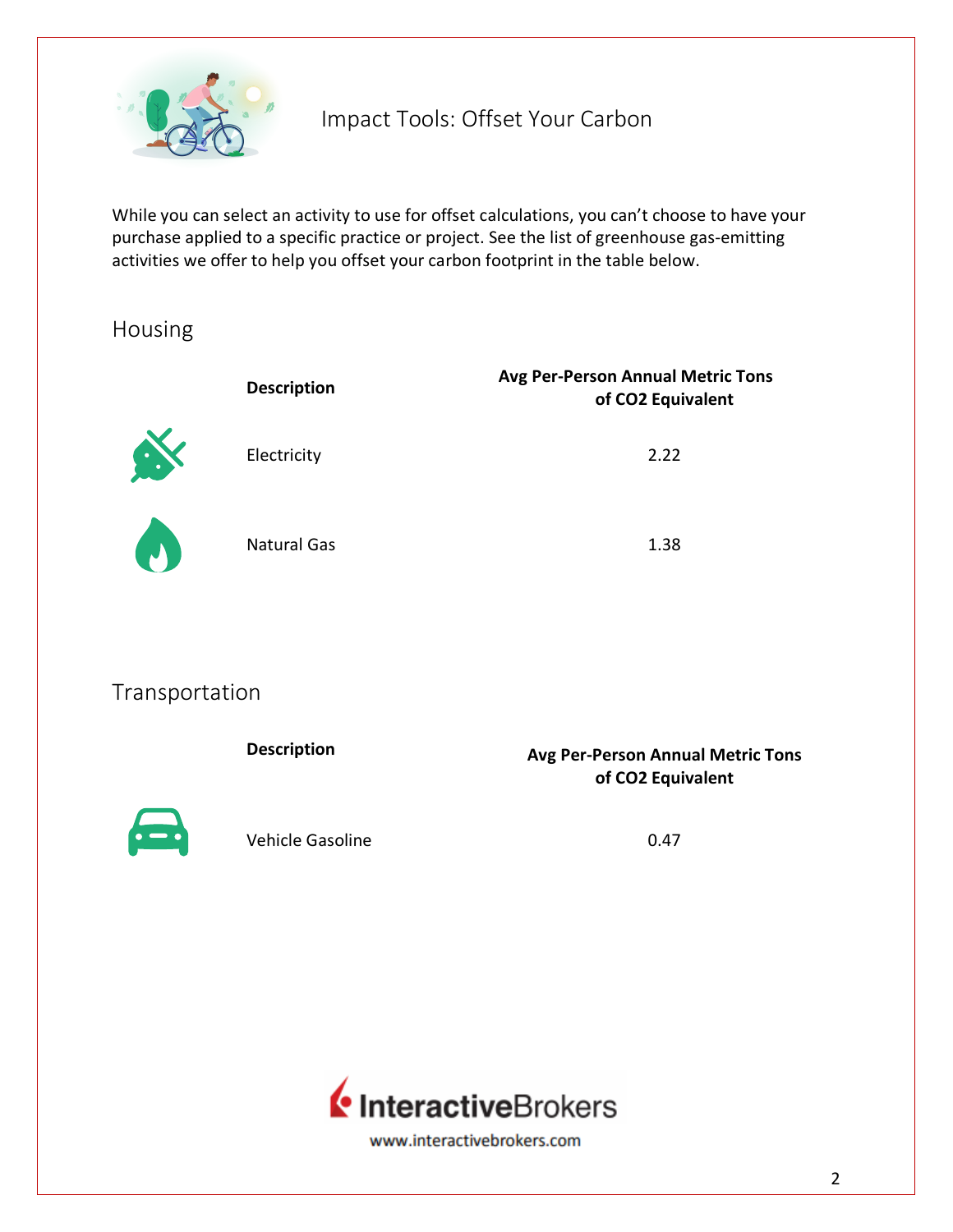# Impact Tools: Offset Your Carbon

While you can select an activity to use for offset calculations, you can't choose to have your purchase applied to a specific practice or project. See the list of greenhouse gas-emitting activities we offer to help you offset your carbon footprint in the table below.

## Housing

| Description | Avg Per-Person Annual Metric Tons of $CO_2$ Equivalent |
|---|---|
| Electricity | 2.22 |
| Natural Gas | 1.38 |

## Transportation

| Description | Avg Per-Person Annual Metric Tons of $CO_2$ Equivalent |
|---|---|
| Vehicle Gasoline | 0.47 |

www.interactivebrokers.com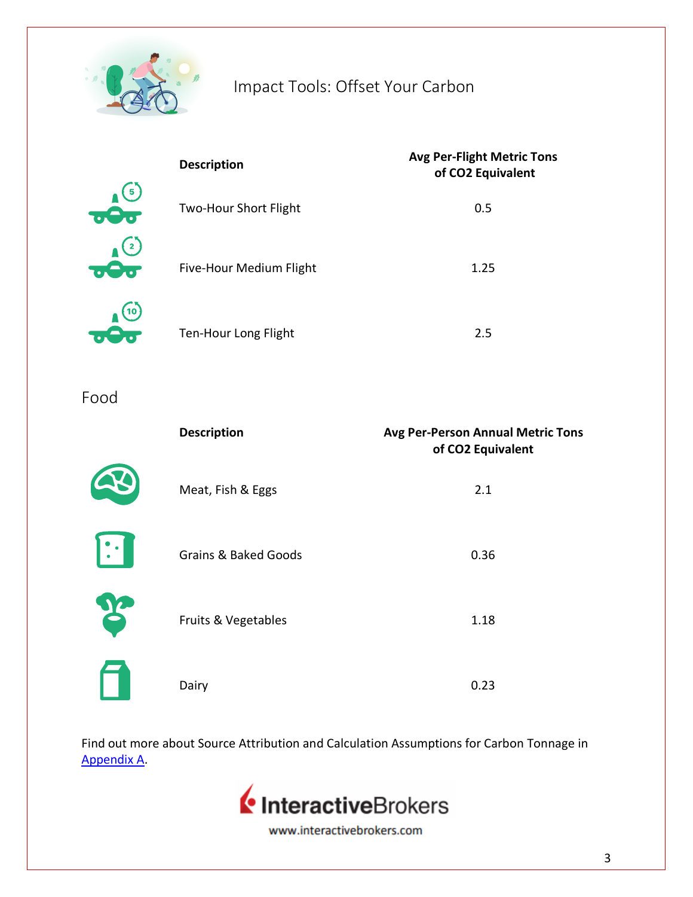# Impact Tools: Offset Your Carbon

| Description | Avg Per-Flight Metric Tons of $CO_2$ Equivalent |
|---|---|
| Two-Hour Short Flight | 0.5 |
| Five-Hour Medium Flight | 1.25 |
| Ten-Hour Long Flight | 2.5 |

## Food

| Description | Avg Per-Person Annual Metric Tons of $CO_2$ Equivalent |
|---|---|
| Meat, Fish & Eggs | 2.1 |
| Grains & Baked Goods | 0.36 |
| Fruits & Vegetables | 1.18 |
| Dairy | 0.23 |

Find out more about Source Attribution and Calculation Assumptions for Carbon Tonnage in Appendix A.

InteractiveBrokers

www.interactivebrokers.com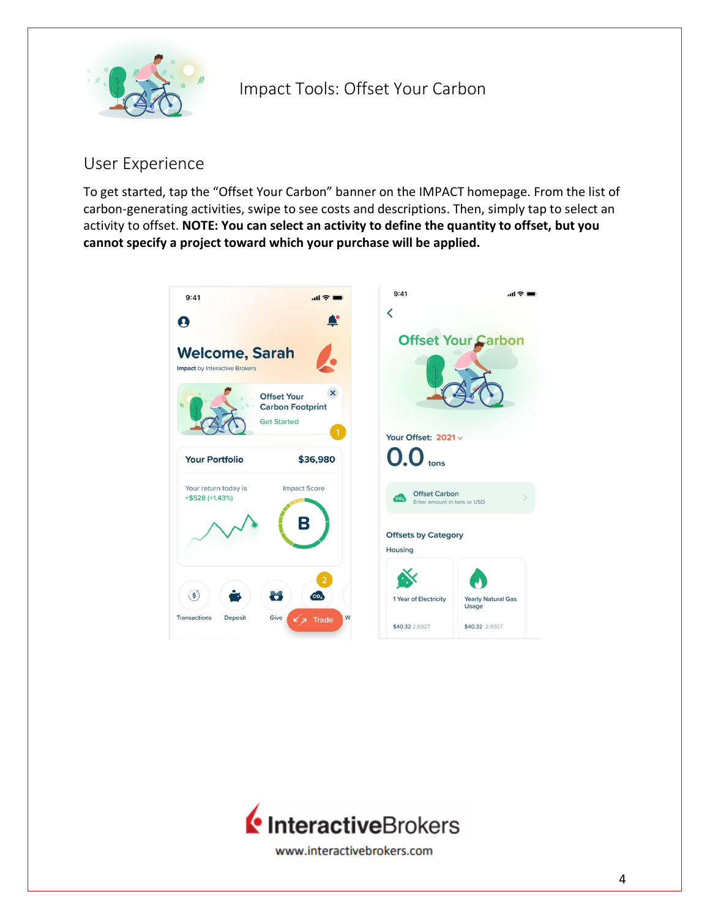# Impact Tools: Offset Your Carbon

## User Experience

To get started, tap the “Offset Your Carbon” banner on the IMPACT homepage. From the list of carbon-generating activities, swipe to see costs and descriptions. Then, simply tap to select an activity to offset. **NOTE: You can select an activity to define the quantity to offset, but you cannot specify a project toward which your purchase will be applied.**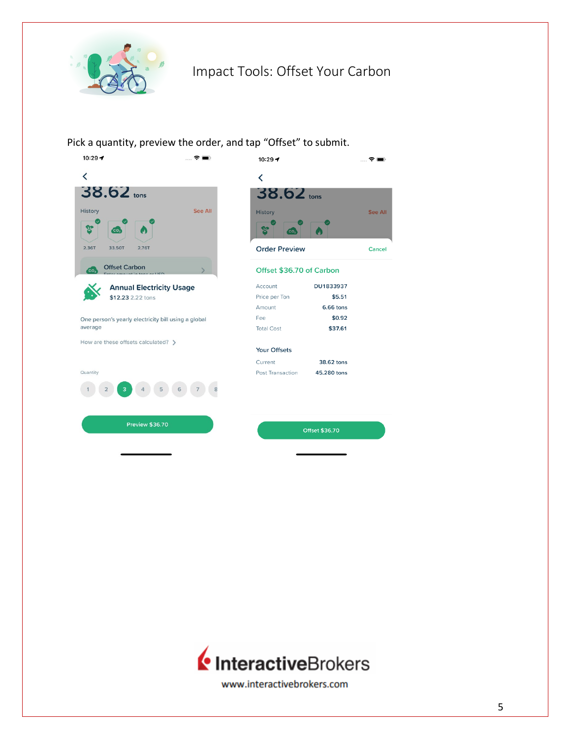# Impact Tools: Offset Your Carbon

Pick a quantity, preview the order, and tap "Offset" to submit.

38.62 tons

History — See All

2.36T 33.50T 2.76T

Offset Carbon

**Annual Electricity Usage**

$12.23 2.22 tons

One person's yearly electricity bill using a global average

How are these offsets calculated?

Quantity

1 2 3 4 5 6 7 8

Preview $36.70

**Order Preview** — Cancel

**Offset $36.70 of Carbon**

| | |
|---|---|
| Account | DU1833937 |
| Price per Ton | $5.51 |
| Amount | 6.66 tons |
| Fee | $0.92 |
| Total Cost | $37.61 |

**Your Offsets**

| | |
|---|---|
| Current | 38.62 tons |
| Post Transaction | 45.280 tons |

Offset $36.70

InteractiveBrokers

www.interactivebrokers.com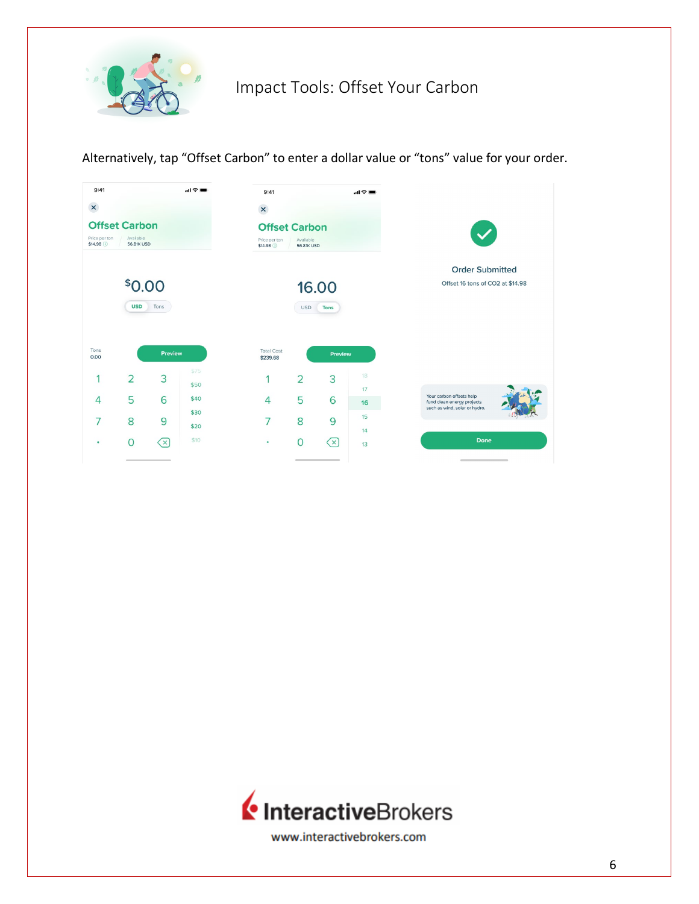# Impact Tools: Offset Your Carbon

Alternatively, tap "Offset Carbon" to enter a dollar value or "tons" value for your order.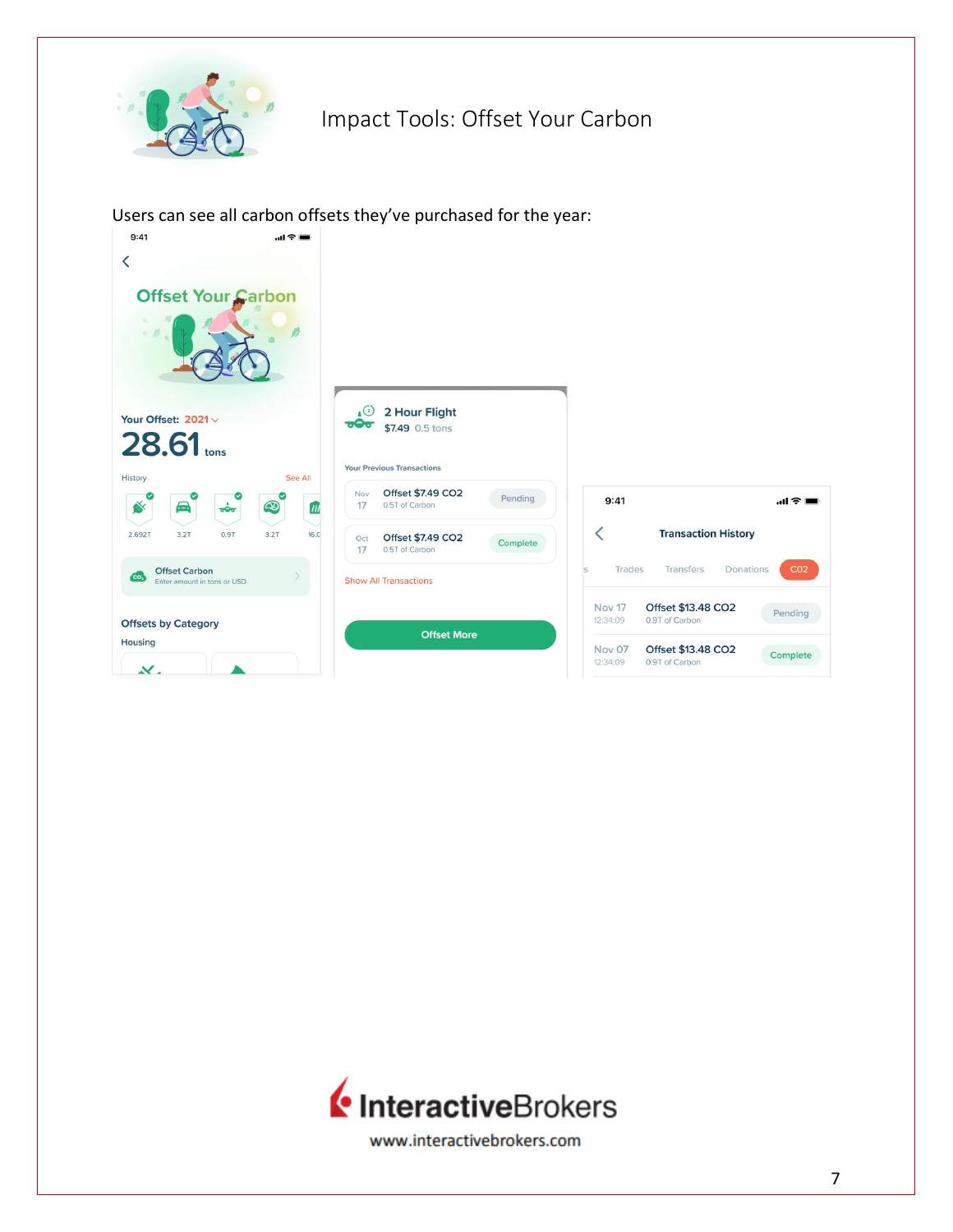# Impact Tools: Offset Your Carbon

Users can see all carbon offsets they've purchased for the year:

9:41

Offset Your Carbon

Your Offset: 2021

28.61 tons

History — See All

2.692T · 3.2T · 0.9T · 3.2T · 16.0

Offset Carbon
Enter amount in tons or USD

Offsets by Category

Housing

2 Hour Flight
$7.49 0.5 tons

Your Previous Transactions

| Date | Offset | Status |
|---|---|---|
| Nov 17 | Offset $7.49 CO2 — 0.5T of Carbon | Pending |
| Oct 17 | Offset $7.49 CO2 — 0.5T of Carbon | Complete |

Show All Transactions

Offset More

9:41

Transaction History

Trades · Transfers · Donations · CO2

| Date | Offset | Status |
|---|---|---|
| Nov 17 12:34:09 | Offset $13.48 CO2 — 0.9T of Carbon | Pending |
| Nov 07 12:34:09 | Offset $13.48 CO2 — 0.9T of Carbon | Complete |

InteractiveBrokers
www.interactivebrokers.com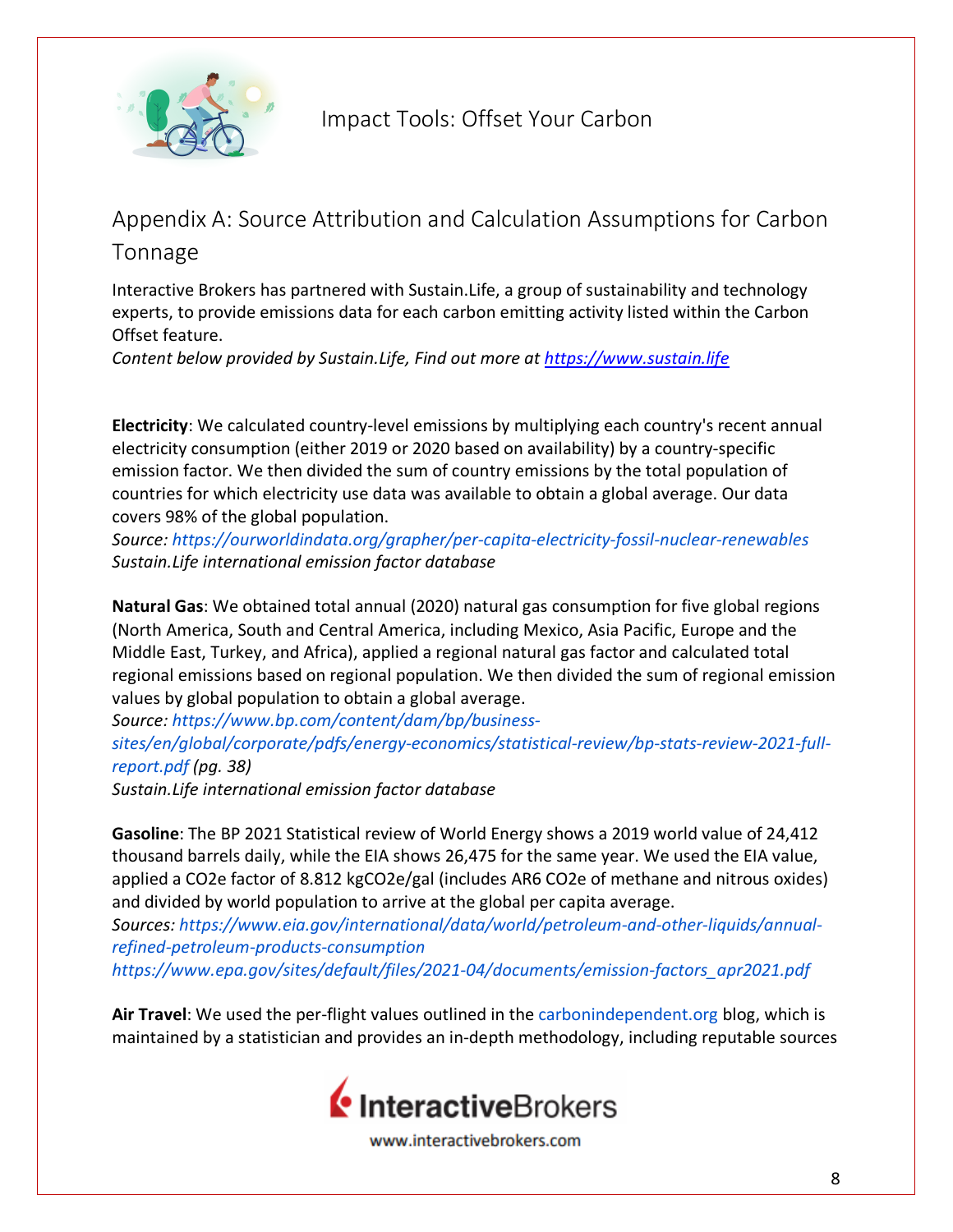## Appendix A: Source Attribution and Calculation Assumptions for Carbon Tonnage

Interactive Brokers has partnered with Sustain.Life, a group of sustainability and technology experts, to provide emissions data for each carbon emitting activity listed within the Carbon Offset feature.

*Content below provided by Sustain.Life, Find out more at https://www.sustain.life*

**Electricity**: We calculated country-level emissions by multiplying each country's recent annual electricity consumption (either 2019 or 2020 based on availability) by a country-specific emission factor. We then divided the sum of country emissions by the total population of countries for which electricity use data was available to obtain a global average. Our data covers 98% of the global population.

*Source: https://ourworldindata.org/grapher/per-capita-electricity-fossil-nuclear-renewables*
*Sustain.Life international emission factor database*

**Natural Gas**: We obtained total annual (2020) natural gas consumption for five global regions (North America, South and Central America, including Mexico, Asia Pacific, Europe and the Middle East, Turkey, and Africa), applied a regional natural gas factor and calculated total regional emissions based on regional population. We then divided the sum of regional emission values by global population to obtain a global average.

*Source: https://www.bp.com/content/dam/bp/business-sites/en/global/corporate/pdfs/energy-economics/statistical-review/bp-stats-review-2021-full-report.pdf (pg. 38)*
*Sustain.Life international emission factor database*

**Gasoline**: The BP 2021 Statistical review of World Energy shows a 2019 world value of 24,412 thousand barrels daily, while the EIA shows 26,475 for the same year. We used the EIA value, applied a CO2e factor of 8.812 kgCO2e/gal (includes AR6 CO2e of methane and nitrous oxides) and divided by world population to arrive at the global per capita average.

*Sources: https://www.eia.gov/international/data/world/petroleum-and-other-liquids/annual-refined-petroleum-products-consumption*
*https://www.epa.gov/sites/default/files/2021-04/documents/emission-factors_apr2021.pdf*

**Air Travel**: We used the per-flight values outlined in the carbonindependent.org blog, which is maintained by a statistician and provides an in-depth methodology, including reputable sources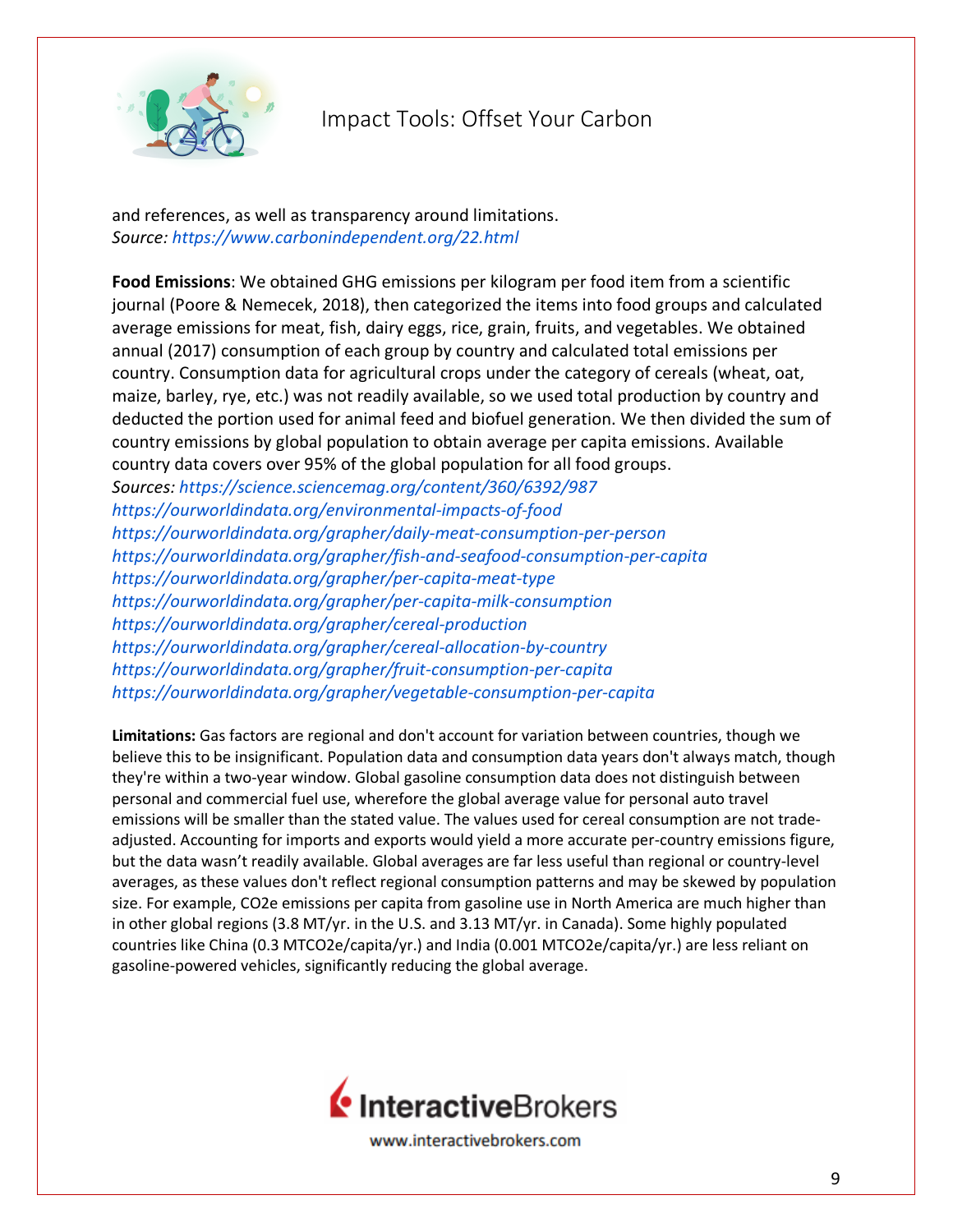and references, as well as transparency around limitations.
*Source: https://www.carbonindependent.org/22.html*

**Food Emissions**: We obtained GHG emissions per kilogram per food item from a scientific journal (Poore & Nemecek, 2018), then categorized the items into food groups and calculated average emissions for meat, fish, dairy eggs, rice, grain, fruits, and vegetables. We obtained annual (2017) consumption of each group by country and calculated total emissions per country. Consumption data for agricultural crops under the category of cereals (wheat, oat, maize, barley, rye, etc.) was not readily available, so we used total production by country and deducted the portion used for animal feed and biofuel generation. We then divided the sum of country emissions by global population to obtain average per capita emissions. Available country data covers over 95% of the global population for all food groups.
*Sources: https://science.sciencemag.org/content/360/6392/987*
*https://ourworldindata.org/environmental-impacts-of-food*
*https://ourworldindata.org/grapher/daily-meat-consumption-per-person*
*https://ourworldindata.org/grapher/fish-and-seafood-consumption-per-capita*
*https://ourworldindata.org/grapher/per-capita-meat-type*
*https://ourworldindata.org/grapher/per-capita-milk-consumption*
*https://ourworldindata.org/grapher/cereal-production*
*https://ourworldindata.org/grapher/cereal-allocation-by-country*
*https://ourworldindata.org/grapher/fruit-consumption-per-capita*
*https://ourworldindata.org/grapher/vegetable-consumption-per-capita*

**Limitations:** Gas factors are regional and don't account for variation between countries, though we believe this to be insignificant. Population data and consumption data years don't always match, though they're within a two-year window. Global gasoline consumption data does not distinguish between personal and commercial fuel use, wherefore the global average value for personal auto travel emissions will be smaller than the stated value. The values used for cereal consumption are not trade-adjusted. Accounting for imports and exports would yield a more accurate per-country emissions figure, but the data wasn't readily available. Global averages are far less useful than regional or country-level averages, as these values don't reflect regional consumption patterns and may be skewed by population size. For example, CO2e emissions per capita from gasoline use in North America are much higher than in other global regions (3.8 MT/yr. in the U.S. and 3.13 MT/yr. in Canada). Some highly populated countries like China (0.3 MTCO2e/capita/yr.) and India (0.001 MTCO2e/capita/yr.) are less reliant on gasoline-powered vehicles, significantly reducing the global average.